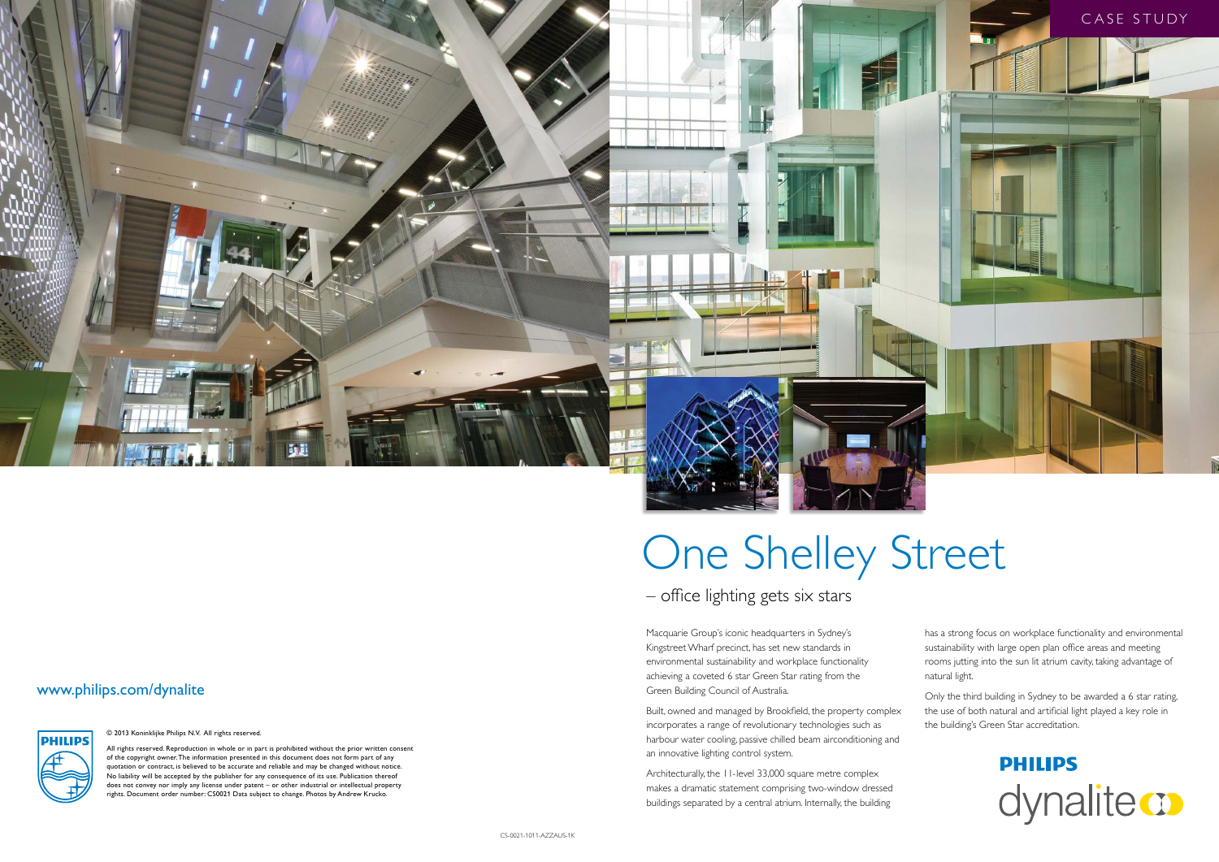CASE STUDY

# One Shelley Street

## – office lighting gets six stars

Macquarie Group's iconic headquarters in Sydney's Kingstreet Wharf precinct, has set new standards in environmental sustainability and workplace functionality achieving a coveted 6 star Green Star rating from the Green Building Council of Australia.

Built, owned and managed by Brookfield, the property complex incorporates a range of revolutionary technologies such as harbour water cooling, passive chilled beam airconditioning and an innovative lighting control system.

Architecturally, the 11-level 33,000 square metre complex makes a dramatic statement comprising two-window dressed buildings separated by a central atrium. Internally, the building has a strong focus on workplace functionality and environmental sustainability with large open plan office areas and meeting rooms jutting into the sun lit atrium cavity, taking advantage of natural light.

Only the third building in Sydney to be awarded a 6 star rating, the use of both natural and artificial light played a key role in the building's Green Star accreditation.

PHILIPS dynalite

www.philips.com/dynalite

© 2013 Koninklijke Philips N.V. All rights reserved.

All rights reserved. Reproduction in whole or in part is prohibited without the prior written consent of the copyright owner. The information presented in this document does not form part of any quotation or contract, is believed to be accurate and reliable and may be changed without notice. No liability will be accepted by the publisher for any consequence of its use. Publication thereof does not convey nor imply any license under patent – or other industrial or intellectual property rights. Document order number: CS0021 Data subject to change. Photos by Andrew Krucko.

CS-0021-1011-AZZAUS-1K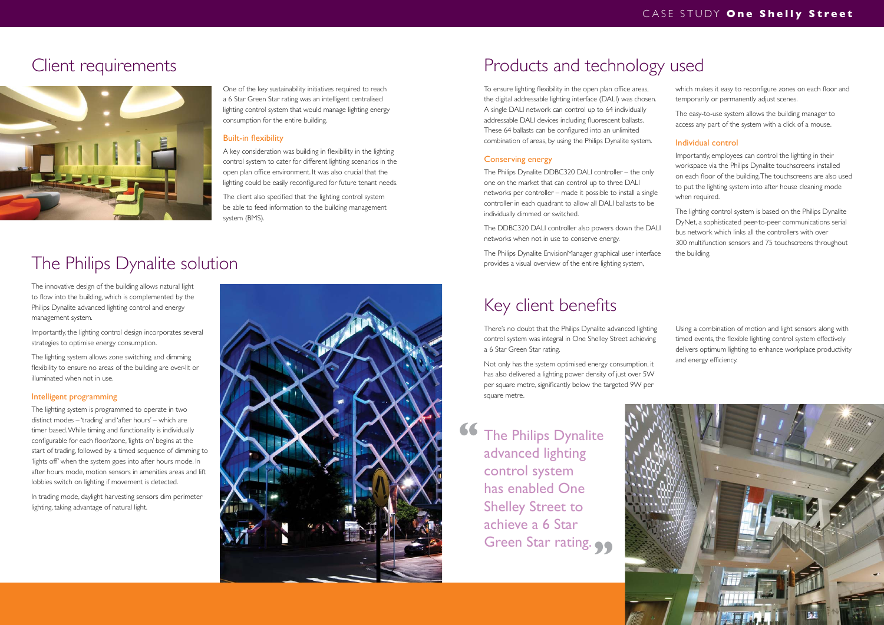# Client requirements

One of the key sustainability initiatives required to reach a 6 Star Green Star rating was an intelligent centralised lighting control system that would manage lighting energy consumption for the entire building.

### Built-in flexibility

A key consideration was building in flexibility in the lighting control system to cater for different lighting scenarios in the open plan office environment. It was also crucial that the lighting could be easily reconfigured for future tenant needs.

The client also specified that the lighting control system be able to feed information to the building management system (BMS).

# The Philips Dynalite solution

The innovative design of the building allows natural light to flow into the building, which is complemented by the Philips Dynalite advanced lighting control and energy management system.

Importantly, the lighting control design incorporates several strategies to optimise energy consumption.

The lighting system allows zone switching and dimming flexibility to ensure no areas of the building are over-lit or illuminated when not in use.

### Intelligent programming

The lighting system is programmed to operate in two distinct modes – 'trading' and 'after hours' – which are timer based. While timing and functionality is individually configurable for each floor/zone, 'lights on' begins at the start of trading, followed by a timed sequence of dimming to 'lights off' when the system goes into after hours mode. In after hours mode, motion sensors in amenities areas and lift lobbies switch on lighting if movement is detected.

In trading mode, daylight harvesting sensors dim perimeter lighting, taking advantage of natural light.

# Products and technology used

To ensure lighting flexibility in the open plan office areas, the digital addressable lighting interface (DALI) was chosen. A single DALI network can control up to 64 individually addressable DALI devices including fluorescent ballasts. These 64 ballasts can be configured into an unlimited combination of areas, by using the Philips Dynalite system.

### Conserving energy

The Philips Dynalite DDBC320 DALI controller – the only one on the market that can control up to three DALI networks per controller – made it possible to install a single controller in each quadrant to allow all DALI ballasts to be individually dimmed or switched.

The DDBC320 DALI controller also powers down the DALI networks when not in use to conserve energy.

The Philips Dynalite EnvisionManager graphical user interface provides a visual overview of the entire lighting system, which makes it easy to reconfigure zones on each floor and temporarily or permanently adjust scenes.

The easy-to-use system allows the building manager to access any part of the system with a click of a mouse.

### Individual control

Importantly, employees can control the lighting in their workspace via the Philips Dynalite touchscreens installed on each floor of the building. The touchscreens are also used to put the lighting system into after house cleaning mode when required.

The lighting control system is based on the Philips Dynalite DyNet, a sophisticated peer-to-peer communications serial bus network which links all the controllers with over 300 multifunction sensors and 75 touchscreens throughout the building.

# Key client benefits

There's no doubt that the Philips Dynalite advanced lighting control system was integral in One Shelley Street achieving a 6 Star Green Star rating.

Not only has the system optimised energy consumption, it has also delivered a lighting power density of just over 5W per square metre, significantly below the targeted 9W per square metre.

Using a combination of motion and light sensors along with timed events, the flexible lighting control system effectively delivers optimum lighting to enhance workplace productivity and energy efficiency.

> "The Philips Dynalite advanced lighting control system has enabled One Shelley Street to achieve a 6 Star Green Star rating."